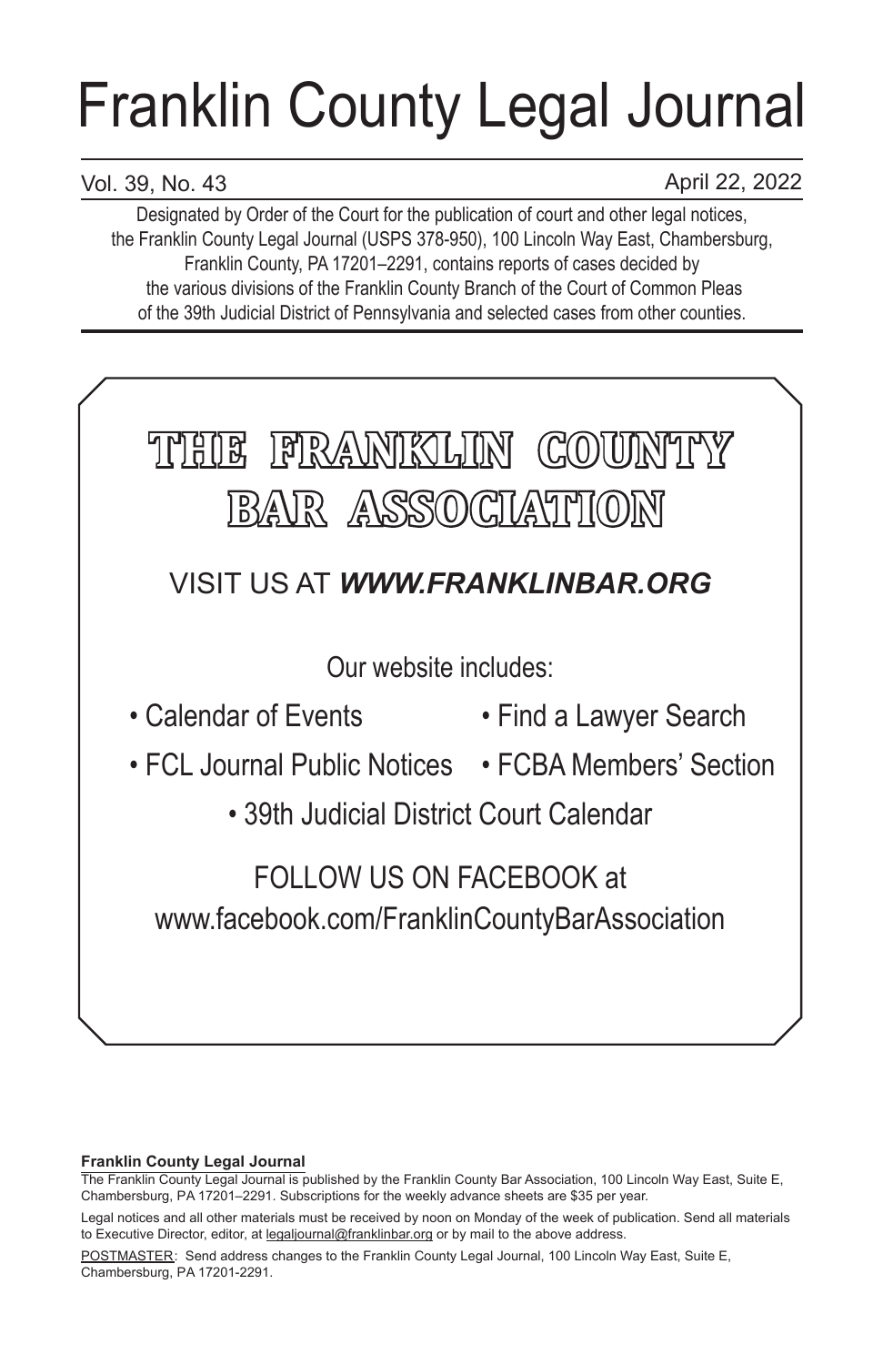# Franklin County Legal Journal

Vol. 39, No. 43 April 22, 2022

Designated by Order of the Court for the publication of court and other legal notices, the Franklin County Legal Journal (USPS 378-950), 100 Lincoln Way East, Chambersburg, Franklin County, PA 17201–2291, contains reports of cases decided by the various divisions of the Franklin County Branch of the Court of Common Pleas of the 39th Judicial District of Pennsylvania and selected cases from other counties.

## THE FRANKLIN COUNTY BAR ASSOCIATION

VISIT US AT ***WWW.FRANKLINBAR.ORG***

Our website includes:

- Calendar of Events
- Find a Lawyer Search
- FCL Journal Public Notices
- FCBA Members' Section
- 39th Judicial District Court Calendar

FOLLOW US ON FACEBOOK at www.facebook.com/FranklinCountyBarAssociation

**Franklin County Legal Journal**

The Franklin County Legal Journal is published by the Franklin County Bar Association, 100 Lincoln Way East, Suite E, Chambersburg, PA 17201–2291. Subscriptions for the weekly advance sheets are $35 per year.

Legal notices and all other materials must be received by noon on Monday of the week of publication. Send all materials to Executive Director, editor, at legaljournal@franklinbar.org or by mail to the above address.

POSTMASTER: Send address changes to the Franklin County Legal Journal, 100 Lincoln Way East, Suite E, Chambersburg, PA 17201-2291.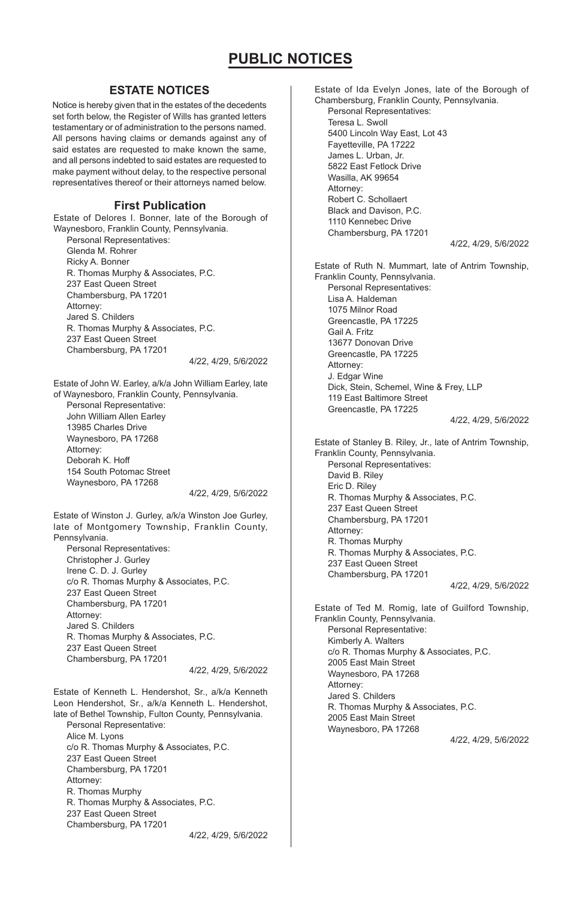# PUBLIC NOTICES

## ESTATE NOTICES

Notice is hereby given that in the estates of the decedents set forth below, the Register of Wills has granted letters testamentary or of administration to the persons named. All persons having claims or demands against any of said estates are requested to make known the same, and all persons indebted to said estates are requested to make payment without delay, to the respective personal representatives thereof or their attorneys named below.

### First Publication

Estate of Delores I. Bonner, late of the Borough of Waynesboro, Franklin County, Pennsylvania.
Personal Representatives:
Glenda M. Rohrer
Ricky A. Bonner
R. Thomas Murphy & Associates, P.C.
237 East Queen Street
Chambersburg, PA 17201
Attorney:
Jared S. Childers
R. Thomas Murphy & Associates, P.C.
237 East Queen Street
Chambersburg, PA 17201

4/22, 4/29, 5/6/2022

Estate of John W. Earley, a/k/a John William Earley, late of Waynesboro, Franklin County, Pennsylvania.
Personal Representative:
John William Allen Earley
13985 Charles Drive
Waynesboro, PA 17268
Attorney:
Deborah K. Hoff
154 South Potomac Street
Waynesboro, PA 17268

4/22, 4/29, 5/6/2022

Estate of Winston J. Gurley, a/k/a Winston Joe Gurley, late of Montgomery Township, Franklin County, Pennsylvania.
Personal Representatives:
Christopher J. Gurley
Irene C. D. J. Gurley
c/o R. Thomas Murphy & Associates, P.C.
237 East Queen Street
Chambersburg, PA 17201
Attorney:
Jared S. Childers
R. Thomas Murphy & Associates, P.C.
237 East Queen Street
Chambersburg, PA 17201

4/22, 4/29, 5/6/2022

Estate of Kenneth L. Hendershot, Sr., a/k/a Kenneth Leon Hendershot, Sr., a/k/a Kenneth L. Hendershot, late of Bethel Township, Fulton County, Pennsylvania.
Personal Representative:
Alice M. Lyons
c/o R. Thomas Murphy & Associates, P.C.
237 East Queen Street
Chambersburg, PA 17201
Attorney:
R. Thomas Murphy
R. Thomas Murphy & Associates, P.C.
237 East Queen Street
Chambersburg, PA 17201

4/22, 4/29, 5/6/2022

Estate of Ida Evelyn Jones, late of the Borough of Chambersburg, Franklin County, Pennsylvania.
Personal Representatives:
Teresa L. Swoll
5400 Lincoln Way East, Lot 43
Fayetteville, PA 17222
James L. Urban, Jr.
5822 East Fetlock Drive
Wasilla, AK 99654
Attorney:
Robert C. Schollaert
Black and Davison, P.C.
1110 Kennebec Drive
Chambersburg, PA 17201

4/22, 4/29, 5/6/2022

Estate of Ruth N. Mummart, late of Antrim Township, Franklin County, Pennsylvania.
Personal Representatives:
Lisa A. Haldeman
1075 Milnor Road
Greencastle, PA 17225
Gail A. Fritz
13677 Donovan Drive
Greencastle, PA 17225
Attorney:
J. Edgar Wine
Dick, Stein, Schemel, Wine & Frey, LLP
119 East Baltimore Street
Greencastle, PA 17225

4/22, 4/29, 5/6/2022

Estate of Stanley B. Riley, Jr., late of Antrim Township, Franklin County, Pennsylvania.
Personal Representatives:
David B. Riley
Eric D. Riley
R. Thomas Murphy & Associates, P.C.
237 East Queen Street
Chambersburg, PA 17201
Attorney:
R. Thomas Murphy
R. Thomas Murphy & Associates, P.C.
237 East Queen Street
Chambersburg, PA 17201

4/22, 4/29, 5/6/2022

Estate of Ted M. Romig, late of Guilford Township, Franklin County, Pennsylvania.
Personal Representative:
Kimberly A. Walters
c/o R. Thomas Murphy & Associates, P.C.
2005 East Main Street
Waynesboro, PA 17268
Attorney:
Jared S. Childers
R. Thomas Murphy & Associates, P.C.
2005 East Main Street
Waynesboro, PA 17268

4/22, 4/29, 5/6/2022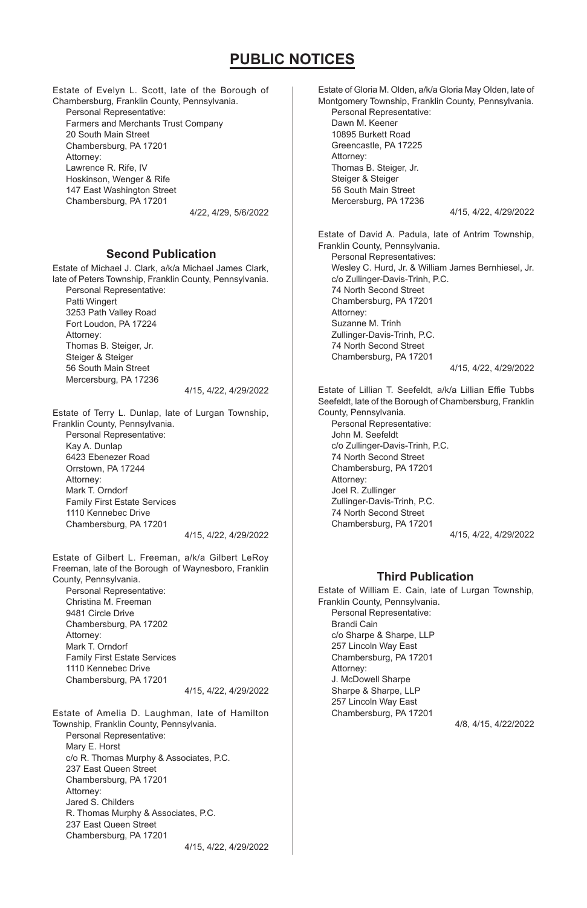# PUBLIC NOTICES

Estate of Evelyn L. Scott, late of the Borough of Chambersburg, Franklin County, Pennsylvania.

Personal Representative:
Farmers and Merchants Trust Company
20 South Main Street
Chambersburg, PA 17201
Attorney:
Lawrence R. Rife, IV
Hoskinson, Wenger & Rife
147 East Washington Street
Chambersburg, PA 17201

4/22, 4/29, 5/6/2022

## Second Publication

Estate of Michael J. Clark, a/k/a Michael James Clark, late of Peters Township, Franklin County, Pennsylvania.

Personal Representative:
Patti Wingert
3253 Path Valley Road
Fort Loudon, PA 17224
Attorney:
Thomas B. Steiger, Jr.
Steiger & Steiger
56 South Main Street
Mercersburg, PA 17236

4/15, 4/22, 4/29/2022

Estate of Terry L. Dunlap, late of Lurgan Township, Franklin County, Pennsylvania.

Personal Representative:
Kay A. Dunlap
6423 Ebenezer Road
Orrstown, PA 17244
Attorney:
Mark T. Orndorf
Family First Estate Services
1110 Kennebec Drive
Chambersburg, PA 17201

4/15, 4/22, 4/29/2022

Estate of Gilbert L. Freeman, a/k/a Gilbert LeRoy Freeman, late of the Borough of Waynesboro, Franklin County, Pennsylvania.

Personal Representative:
Christina M. Freeman
9481 Circle Drive
Chambersburg, PA 17202
Attorney:
Mark T. Orndorf
Family First Estate Services
1110 Kennebec Drive
Chambersburg, PA 17201

4/15, 4/22, 4/29/2022

Estate of Amelia D. Laughman, late of Hamilton Township, Franklin County, Pennsylvania.

Personal Representative:
Mary E. Horst
c/o R. Thomas Murphy & Associates, P.C.
237 East Queen Street
Chambersburg, PA 17201
Attorney:
Jared S. Childers
R. Thomas Murphy & Associates, P.C.
237 East Queen Street
Chambersburg, PA 17201

4/15, 4/22, 4/29/2022

Estate of Gloria M. Olden, a/k/a Gloria May Olden, late of Montgomery Township, Franklin County, Pennsylvania.

Personal Representative:
Dawn M. Keener
10895 Burkett Road
Greencastle, PA 17225
Attorney:
Thomas B. Steiger, Jr.
Steiger & Steiger
56 South Main Street
Mercersburg, PA 17236

4/15, 4/22, 4/29/2022

Estate of David A. Padula, late of Antrim Township, Franklin County, Pennsylvania.

Personal Representatives:
Wesley C. Hurd, Jr. & William James Bernhiesel, Jr.
c/o Zullinger-Davis-Trinh, P.C.
74 North Second Street
Chambersburg, PA 17201
Attorney:
Suzanne M. Trinh
Zullinger-Davis-Trinh, P.C.
74 North Second Street
Chambersburg, PA 17201

4/15, 4/22, 4/29/2022

Estate of Lillian T. Seefeldt, a/k/a Lillian Effie Tubbs Seefeldt, late of the Borough of Chambersburg, Franklin County, Pennsylvania.

Personal Representative:
John M. Seefeldt
c/o Zullinger-Davis-Trinh, P.C.
74 North Second Street
Chambersburg, PA 17201
Attorney:
Joel R. Zullinger
Zullinger-Davis-Trinh, P.C.
74 North Second Street
Chambersburg, PA 17201

4/15, 4/22, 4/29/2022

## Third Publication

Estate of William E. Cain, late of Lurgan Township, Franklin County, Pennsylvania.

Personal Representative:
Brandi Cain
c/o Sharpe & Sharpe, LLP
257 Lincoln Way East
Chambersburg, PA 17201
Attorney:
J. McDowell Sharpe
Sharpe & Sharpe, LLP
257 Lincoln Way East
Chambersburg, PA 17201

4/8, 4/15, 4/22/2022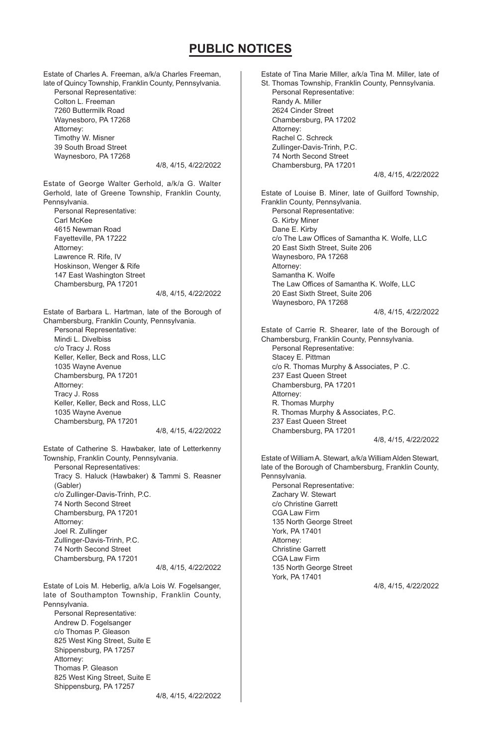# PUBLIC NOTICES

Estate of Charles A. Freeman, a/k/a Charles Freeman, late of Quincy Township, Franklin County, Pennsylvania.

Personal Representative:
Colton L. Freeman
7260 Buttermilk Road
Waynesboro, PA 17268

Attorney:
Timothy W. Misner
39 South Broad Street
Waynesboro, PA 17268

4/8, 4/15, 4/22/2022

Estate of George Walter Gerhold, a/k/a G. Walter Gerhold, late of Greene Township, Franklin County, Pennsylvania.

Personal Representative:
Carl McKee
4615 Newman Road
Fayetteville, PA 17222

Attorney:
Lawrence R. Rife, IV
Hoskinson, Wenger & Rife
147 East Washington Street
Chambersburg, PA 17201

4/8, 4/15, 4/22/2022

Estate of Barbara L. Hartman, late of the Borough of Chambersburg, Franklin County, Pennsylvania.

Personal Representative:
Mindi L. Divelbiss
c/o Tracy J. Ross
Keller, Keller, Beck and Ross, LLC
1035 Wayne Avenue
Chambersburg, PA 17201

Attorney:
Tracy J. Ross
Keller, Keller, Beck and Ross, LLC
1035 Wayne Avenue
Chambersburg, PA 17201

4/8, 4/15, 4/22/2022

Estate of Catherine S. Hawbaker, late of Letterkenny Township, Franklin County, Pennsylvania.

Personal Representatives:
Tracy S. Haluck (Hawbaker) & Tammi S. Reasner (Gabler)
c/o Zullinger-Davis-Trinh, P.C.
74 North Second Street
Chambersburg, PA 17201

Attorney:
Joel R. Zullinger
Zullinger-Davis-Trinh, P.C.
74 North Second Street
Chambersburg, PA 17201

4/8, 4/15, 4/22/2022

Estate of Lois M. Heberlig, a/k/a Lois W. Fogelsanger, late of Southampton Township, Franklin County, Pennsylvania.

Personal Representative:
Andrew D. Fogelsanger
c/o Thomas P. Gleason
825 West King Street, Suite E
Shippensburg, PA 17257

Attorney:
Thomas P. Gleason
825 West King Street, Suite E
Shippensburg, PA 17257

4/8, 4/15, 4/22/2022

Estate of Tina Marie Miller, a/k/a Tina M. Miller, late of St. Thomas Township, Franklin County, Pennsylvania.

Personal Representative:
Randy A. Miller
2624 Cinder Street
Chambersburg, PA 17202

Attorney:
Rachel C. Schreck
Zullinger-Davis-Trinh, P.C.
74 North Second Street
Chambersburg, PA 17201

4/8, 4/15, 4/22/2022

Estate of Louise B. Miner, late of Guilford Township, Franklin County, Pennsylvania.

Personal Representative:
G. Kirby Miner
Dane E. Kirby
c/o The Law Offices of Samantha K. Wolfe, LLC
20 East Sixth Street, Suite 206
Waynesboro, PA 17268

Attorney:
Samantha K. Wolfe
The Law Offices of Samantha K. Wolfe, LLC
20 East Sixth Street, Suite 206
Waynesboro, PA 17268

4/8, 4/15, 4/22/2022

Estate of Carrie R. Shearer, late of the Borough of Chambersburg, Franklin County, Pennsylvania.

Personal Representative:
Stacey E. Pittman
c/o R. Thomas Murphy & Associates, P .C.
237 East Queen Street
Chambersburg, PA 17201

Attorney:
R. Thomas Murphy
R. Thomas Murphy & Associates, P.C.
237 East Queen Street
Chambersburg, PA 17201

4/8, 4/15, 4/22/2022

Estate of William A. Stewart, a/k/a William Alden Stewart, late of the Borough of Chambersburg, Franklin County, Pennsylvania.

Personal Representative:
Zachary W. Stewart
c/o Christine Garrett
CGA Law Firm
135 North George Street
York, PA 17401

Attorney:
Christine Garrett
CGA Law Firm
135 North George Street
York, PA 17401

4/8, 4/15, 4/22/2022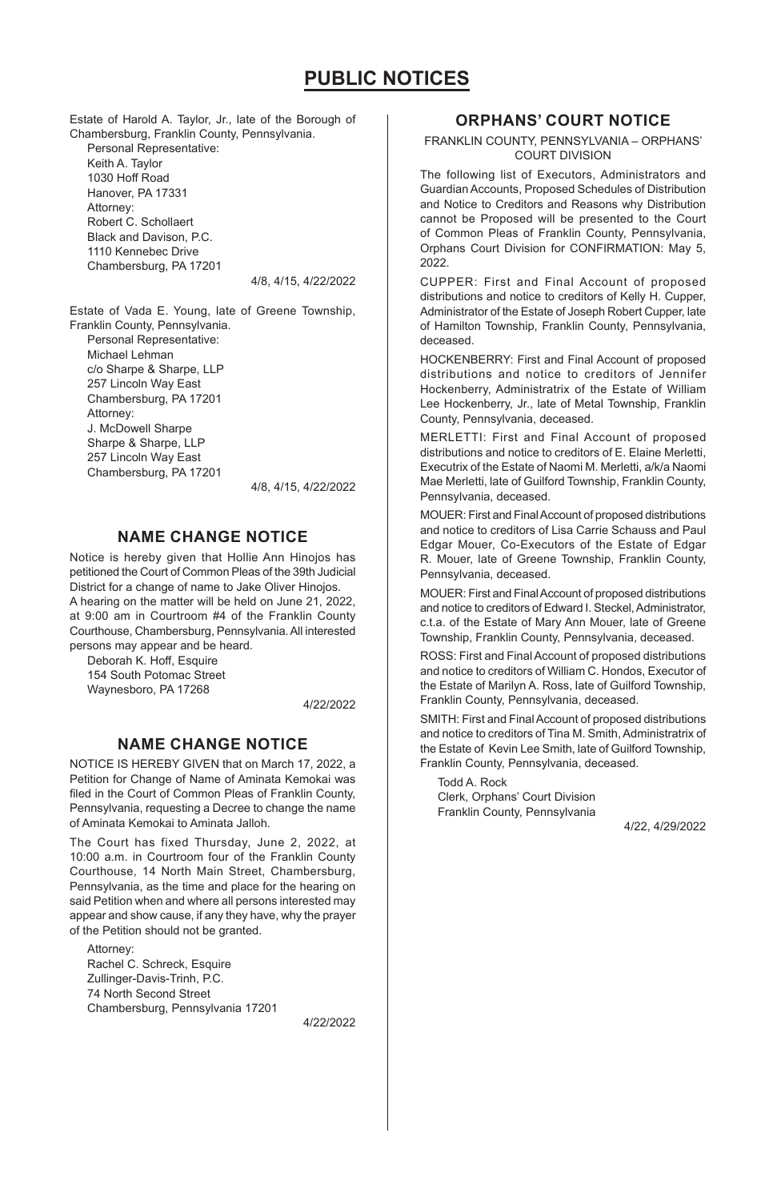# PUBLIC NOTICES

Estate of Harold A. Taylor, Jr., late of the Borough of Chambersburg, Franklin County, Pennsylvania.

Personal Representative:
Keith A. Taylor
1030 Hoff Road
Hanover, PA 17331
Attorney:
Robert C. Schollaert
Black and Davison, P.C.
1110 Kennebec Drive
Chambersburg, PA 17201

4/8, 4/15, 4/22/2022

Estate of Vada E. Young, late of Greene Township, Franklin County, Pennsylvania.

Personal Representative:
Michael Lehman
c/o Sharpe & Sharpe, LLP
257 Lincoln Way East
Chambersburg, PA 17201
Attorney:
J. McDowell Sharpe
Sharpe & Sharpe, LLP
257 Lincoln Way East
Chambersburg, PA 17201

4/8, 4/15, 4/22/2022

## NAME CHANGE NOTICE

Notice is hereby given that Hollie Ann Hinojos has petitioned the Court of Common Pleas of the 39th Judicial District for a change of name to Jake Oliver Hinojos. A hearing on the matter will be held on June 21, 2022, at 9:00 am in Courtroom #4 of the Franklin County Courthouse, Chambersburg, Pennsylvania. All interested persons may appear and be heard.

Deborah K. Hoff, Esquire
154 South Potomac Street
Waynesboro, PA 17268

4/22/2022

## NAME CHANGE NOTICE

NOTICE IS HEREBY GIVEN that on March 17, 2022, a Petition for Change of Name of Aminata Kemokai was filed in the Court of Common Pleas of Franklin County, Pennsylvania, requesting a Decree to change the name of Aminata Kemokai to Aminata Jalloh.

The Court has fixed Thursday, June 2, 2022, at 10:00 a.m. in Courtroom four of the Franklin County Courthouse, 14 North Main Street, Chambersburg, Pennsylvania, as the time and place for the hearing on said Petition when and where all persons interested may appear and show cause, if any they have, why the prayer of the Petition should not be granted.

Attorney:
Rachel C. Schreck, Esquire
Zullinger-Davis-Trinh, P.C.
74 North Second Street
Chambersburg, Pennsylvania 17201

4/22/2022

## ORPHANS' COURT NOTICE

FRANKLIN COUNTY, PENNSYLVANIA – ORPHANS' COURT DIVISION

The following list of Executors, Administrators and Guardian Accounts, Proposed Schedules of Distribution and Notice to Creditors and Reasons why Distribution cannot be Proposed will be presented to the Court of Common Pleas of Franklin County, Pennsylvania, Orphans Court Division for CONFIRMATION: May 5, 2022.

CUPPER: First and Final Account of proposed distributions and notice to creditors of Kelly H. Cupper, Administrator of the Estate of Joseph Robert Cupper, late of Hamilton Township, Franklin County, Pennsylvania, deceased.

HOCKENBERRY: First and Final Account of proposed distributions and notice to creditors of Jennifer Hockenberry, Administratrix of the Estate of William Lee Hockenberry, Jr., late of Metal Township, Franklin County, Pennsylvania, deceased.

MERLETTI: First and Final Account of proposed distributions and notice to creditors of E. Elaine Merletti, Executrix of the Estate of Naomi M. Merletti, a/k/a Naomi Mae Merletti, late of Guilford Township, Franklin County, Pennsylvania, deceased.

MOUER: First and Final Account of proposed distributions and notice to creditors of Lisa Carrie Schauss and Paul Edgar Mouer, Co-Executors of the Estate of Edgar R. Mouer, late of Greene Township, Franklin County, Pennsylvania, deceased.

MOUER: First and Final Account of proposed distributions and notice to creditors of Edward I. Steckel, Administrator, c.t.a. of the Estate of Mary Ann Mouer, late of Greene Township, Franklin County, Pennsylvania, deceased.

ROSS: First and Final Account of proposed distributions and notice to creditors of William C. Hondos, Executor of the Estate of Marilyn A. Ross, late of Guilford Township, Franklin County, Pennsylvania, deceased.

SMITH: First and Final Account of proposed distributions and notice to creditors of Tina M. Smith, Administratrix of the Estate of Kevin Lee Smith, late of Guilford Township, Franklin County, Pennsylvania, deceased.

Todd A. Rock
Clerk, Orphans' Court Division
Franklin County, Pennsylvania

4/22, 4/29/2022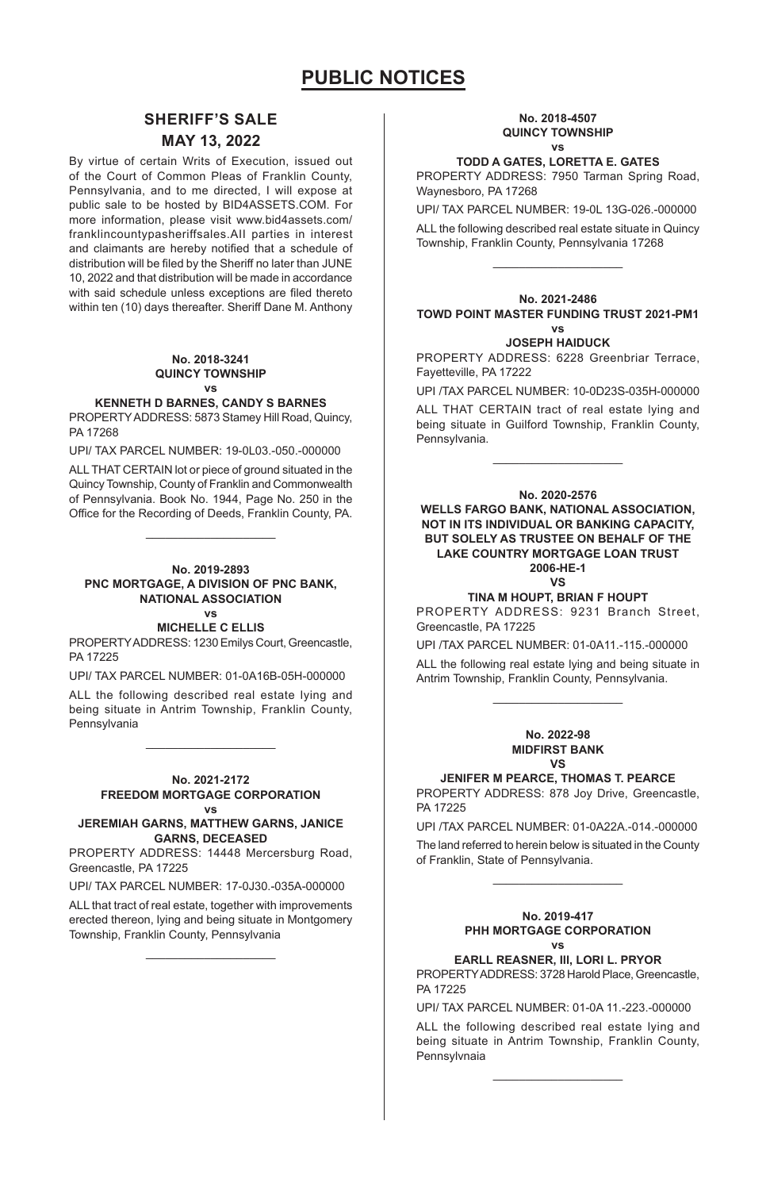# PUBLIC NOTICES

## SHERIFF'S SALE

## MAY 13, 2022

By virtue of certain Writs of Execution, issued out of the Court of Common Pleas of Franklin County, Pennsylvania, and to me directed, I will expose at public sale to be hosted by BID4ASSETS.COM. For more information, please visit www.bid4assets.com/franklincountypasheriffsales.All parties in interest and claimants are hereby notified that a schedule of distribution will be filed by the Sheriff no later than JUNE 10, 2022 and that distribution will be made in accordance with said schedule unless exceptions are filed thereto within ten (10) days thereafter. Sheriff Dane M. Anthony

**No. 2018-3241**
**QUINCY TOWNSHIP**
**vs**
**KENNETH D BARNES, CANDY S BARNES**

PROPERTY ADDRESS: 5873 Stamey Hill Road, Quincy, PA 17268

UPI/ TAX PARCEL NUMBER: 19-0L03.-050.-000000

ALL THAT CERTAIN lot or piece of ground situated in the Quincy Township, County of Franklin and Commonwealth of Pennsylvania. Book No. 1944, Page No. 250 in the Office for the Recording of Deeds, Franklin County, PA.

---

**No. 2019-2893**
**PNC MORTGAGE, A DIVISION OF PNC BANK, NATIONAL ASSOCIATION**
**vs**
**MICHELLE C ELLIS**

PROPERTY ADDRESS: 1230 Emilys Court, Greencastle, PA 17225

UPI/ TAX PARCEL NUMBER: 01-0A16B-05H-000000

ALL the following described real estate lying and being situate in Antrim Township, Franklin County, Pennsylvania

---

**No. 2021-2172**
**FREEDOM MORTGAGE CORPORATION**
**vs**
**JEREMIAH GARNS, MATTHEW GARNS, JANICE GARNS, DECEASED**

PROPERTY ADDRESS: 14448 Mercersburg Road, Greencastle, PA 17225

UPI/ TAX PARCEL NUMBER: 17-0J30.-035A-000000

ALL that tract of real estate, together with improvements erected thereon, lying and being situate in Montgomery Township, Franklin County, Pennsylvania

---

**No. 2018-4507**
**QUINCY TOWNSHIP**
**vs**
**TODD A GATES, LORETTA E. GATES**

PROPERTY ADDRESS: 7950 Tarman Spring Road, Waynesboro, PA 17268

UPI/ TAX PARCEL NUMBER: 19-0L 13G-026.-000000

ALL the following described real estate situate in Quincy Township, Franklin County, Pennsylvania 17268

---

**No. 2021-2486**
**TOWD POINT MASTER FUNDING TRUST 2021-PM1**
**vs**
**JOSEPH HAIDUCK**

PROPERTY ADDRESS: 6228 Greenbriar Terrace, Fayetteville, PA 17222

UPI /TAX PARCEL NUMBER: 10-0D23S-035H-000000

ALL THAT CERTAIN tract of real estate lying and being situate in Guilford Township, Franklin County, Pennsylvania.

---

**No. 2020-2576**
**WELLS FARGO BANK, NATIONAL ASSOCIATION, NOT IN ITS INDIVIDUAL OR BANKING CAPACITY, BUT SOLELY AS TRUSTEE ON BEHALF OF THE LAKE COUNTRY MORTGAGE LOAN TRUST 2006-HE-1**
**VS**
**TINA M HOUPT, BRIAN F HOUPT**

PROPERTY ADDRESS: 9231 Branch Street, Greencastle, PA 17225

UPI /TAX PARCEL NUMBER: 01-0A11.-115.-000000

ALL the following real estate lying and being situate in Antrim Township, Franklin County, Pennsylvania.

---

**No. 2022-98**
**MIDFIRST BANK**
**VS**
**JENIFER M PEARCE, THOMAS T. PEARCE**

PROPERTY ADDRESS: 878 Joy Drive, Greencastle, PA 17225

UPI /TAX PARCEL NUMBER: 01-0A22A.-014.-000000

The land referred to herein below is situated in the County of Franklin, State of Pennsylvania.

---

**No. 2019-417**
**PHH MORTGAGE CORPORATION**
**vs**
**EARLL REASNER, III, LORI L. PRYOR**

PROPERTY ADDRESS: 3728 Harold Place, Greencastle, PA 17225

UPI/ TAX PARCEL NUMBER: 01-0A 11.-223.-000000

ALL the following described real estate lying and being situate in Antrim Township, Franklin County, Pennsylvnaia

---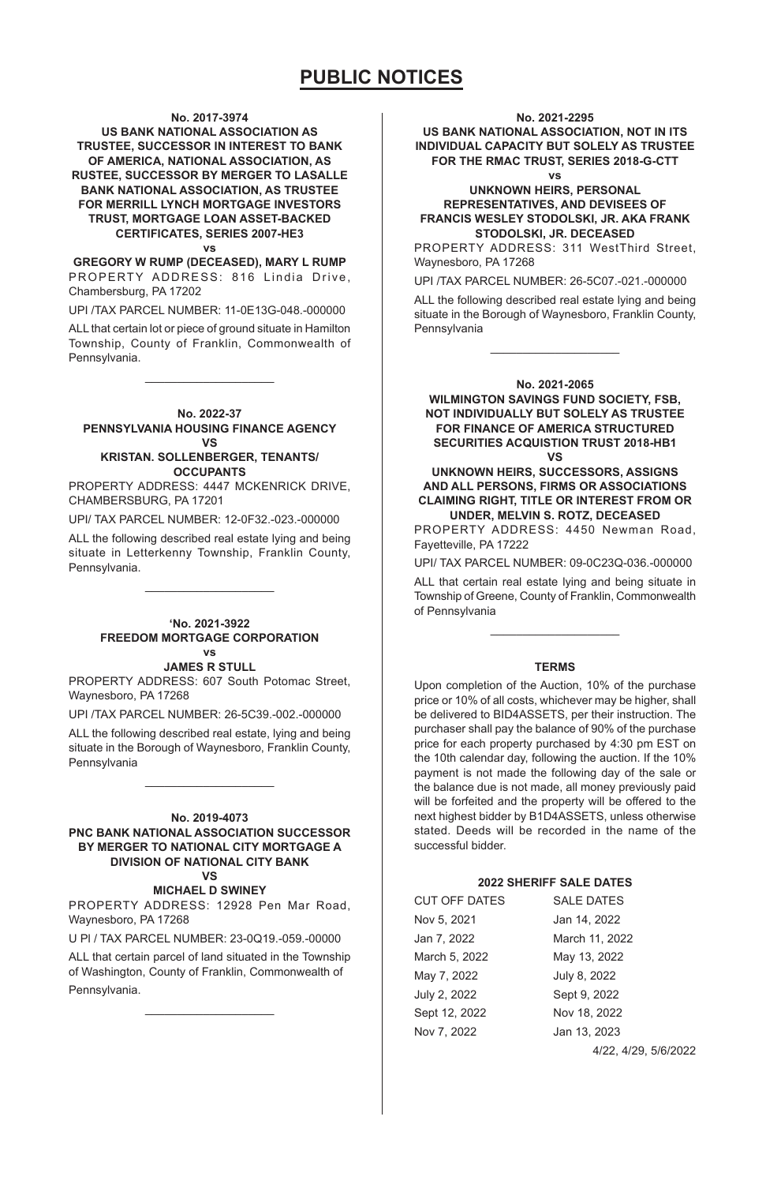# PUBLIC NOTICES

**No. 2017-3974**
**US BANK NATIONAL ASSOCIATION AS TRUSTEE, SUCCESSOR IN INTEREST TO BANK OF AMERICA, NATIONAL ASSOCIATION, AS RUSTEE, SUCCESSOR BY MERGER TO LASALLE BANK NATIONAL ASSOCIATION, AS TRUSTEE FOR MERRILL LYNCH MORTGAGE INVESTORS TRUST, MORTGAGE LOAN ASSET-BACKED CERTIFICATES, SERIES 2007-HE3**
**vs**
**GREGORY W RUMP (DECEASED), MARY L RUMP**

PROPERTY ADDRESS: 816 Lindia Drive, Chambersburg, PA 17202

UPI /TAX PARCEL NUMBER: 11-0E13G-048.-000000

ALL that certain lot or piece of ground situate in Hamilton Township, County of Franklin, Commonwealth of Pennsylvania.

---

**No. 2022-37**
**PENNSYLVANIA HOUSING FINANCE AGENCY**
**VS**
**KRISTAN. SOLLENBERGER, TENANTS/ OCCUPANTS**

PROPERTY ADDRESS: 4447 MCKENRICK DRIVE, CHAMBERSBURG, PA 17201

UPI/ TAX PARCEL NUMBER: 12-0F32.-023.-000000

ALL the following described real estate lying and being situate in Letterkenny Township, Franklin County, Pennsylvania.

---

**'No. 2021-3922**
**FREEDOM MORTGAGE CORPORATION**
**vs**
**JAMES R STULL**

PROPERTY ADDRESS: 607 South Potomac Street, Waynesboro, PA 17268

UPI /TAX PARCEL NUMBER: 26-5C39.-002.-000000

ALL the following described real estate, lying and being situate in the Borough of Waynesboro, Franklin County, Pennsylvania

---

**No. 2019-4073**
**PNC BANK NATIONAL ASSOCIATION SUCCESSOR BY MERGER TO NATIONAL CITY MORTGAGE A DIVISION OF NATIONAL CITY BANK**
**VS**
**MICHAEL D SWINEY**

PROPERTY ADDRESS: 12928 Pen Mar Road, Waynesboro, PA 17268

U PI / TAX PARCEL NUMBER: 23-0Q19.-059.-00000

ALL that certain parcel of land situated in the Township of Washington, County of Franklin, Commonwealth of Pennsylvania.

---

**No. 2021-2295**
**US BANK NATIONAL ASSOCIATION, NOT IN ITS INDIVIDUAL CAPACITY BUT SOLELY AS TRUSTEE FOR THE RMAC TRUST, SERIES 2018-G-CTT**
**vs**
**UNKNOWN HEIRS, PERSONAL REPRESENTATIVES, AND DEVISEES OF FRANCIS WESLEY STODOLSKI, JR. AKA FRANK STODOLSKI, JR. DECEASED**

PROPERTY ADDRESS: 311 WestThird Street, Waynesboro, PA 17268

UPI /TAX PARCEL NUMBER: 26-5C07.-021.-000000

ALL the following described real estate lying and being situate in the Borough of Waynesboro, Franklin County, Pennsylvania

---

**No. 2021-2065**
**WILMINGTON SAVINGS FUND SOCIETY, FSB, NOT INDIVIDUALLY BUT SOLELY AS TRUSTEE FOR FINANCE OF AMERICA STRUCTURED SECURITIES ACQUISTION TRUST 2018-HB1**
**VS**
**UNKNOWN HEIRS, SUCCESSORS, ASSIGNS AND ALL PERSONS, FIRMS OR ASSOCIATIONS CLAIMING RIGHT, TITLE OR INTEREST FROM OR UNDER, MELVIN S. ROTZ, DECEASED**

PROPERTY ADDRESS: 4450 Newman Road, Fayetteville, PA 17222

UPI/ TAX PARCEL NUMBER: 09-0C23Q-036.-000000

ALL that certain real estate lying and being situate in Township of Greene, County of Franklin, Commonwealth of Pennsylvania

---

**TERMS**

Upon completion of the Auction, 10% of the purchase price or 10% of all costs, whichever may be higher, shall be delivered to BID4ASSETS, per their instruction. The purchaser shall pay the balance of 90% of the purchase price for each property purchased by 4:30 pm EST on the 10th calendar day, following the auction. If the 10% payment is not made the following day of the sale or the balance due is not made, all money previously paid will be forfeited and the property will be offered to the next highest bidder by B1D4ASSETS, unless otherwise stated. Deeds will be recorded in the name of the successful bidder.

**2022 SHERIFF SALE DATES**

| CUT OFF DATES | SALE DATES |
|---|---|
| Nov 5, 2021 | Jan 14, 2022 |
| Jan 7, 2022 | March 11, 2022 |
| March 5, 2022 | May 13, 2022 |
| May 7, 2022 | July 8, 2022 |
| July 2, 2022 | Sept 9, 2022 |
| Sept 12, 2022 | Nov 18, 2022 |
| Nov 7, 2022 | Jan 13, 2023 |

4/22, 4/29, 5/6/2022